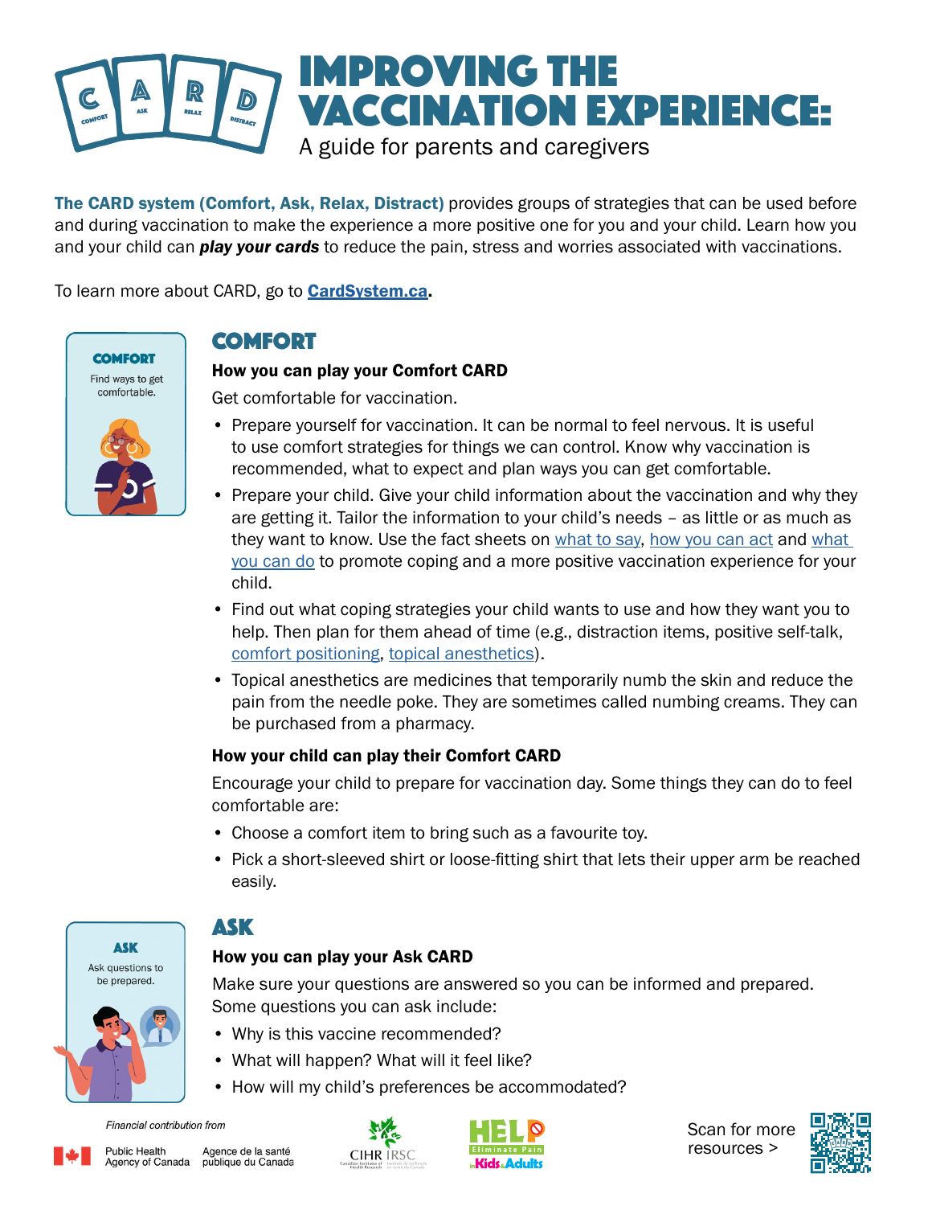# IMPROVING THE VACCINATION EXPERIENCE:

A guide for parents and caregivers

**The CARD system (Comfort, Ask, Relax, Distract)** provides groups of strategies that can be used before and during vaccination to make the experience a more positive one for you and your child. Learn how you and your child can ***play your cards*** to reduce the pain, stress and worries associated with vaccinations.

To learn more about CARD, go to **[CardSystem.ca](CardSystem.ca)**.

**COMFORT**
Find ways to get comfortable.

## COMFORT

### How you can play your Comfort CARD

Get comfortable for vaccination.

- Prepare yourself for vaccination. It can be normal to feel nervous. It is useful to use comfort strategies for things we can control. Know why vaccination is recommended, what to expect and plan ways you can get comfortable.
- Prepare your child. Give your child information about the vaccination and why they are getting it. Tailor the information to your child's needs – as little or as much as they want to know. Use the fact sheets on what to say, how you can act and what you can do to promote coping and a more positive vaccination experience for your child.
- Find out what coping strategies your child wants to use and how they want you to help. Then plan for them ahead of time (e.g., distraction items, positive self-talk, comfort positioning, topical anesthetics).
- Topical anesthetics are medicines that temporarily numb the skin and reduce the pain from the needle poke. They are sometimes called numbing creams. They can be purchased from a pharmacy.

### How your child can play their Comfort CARD

Encourage your child to prepare for vaccination day. Some things they can do to feel comfortable are:

- Choose a comfort item to bring such as a favourite toy.
- Pick a short-sleeved shirt or loose-fitting shirt that lets their upper arm be reached easily.

**ASK**
Ask questions to be prepared.

## ASK

### How you can play your Ask CARD

Make sure your questions are answered so you can be informed and prepared. Some questions you can ask include:

- Why is this vaccine recommended?
- What will happen? What will it feel like?
- How will my child's preferences be accommodated?

*Financial contribution from*

Public Health Agency of Canada / Agence de la santé publique du Canada

CIHR IRSC

HELP Eliminate Pain in Kids & Adults

Scan for more resources >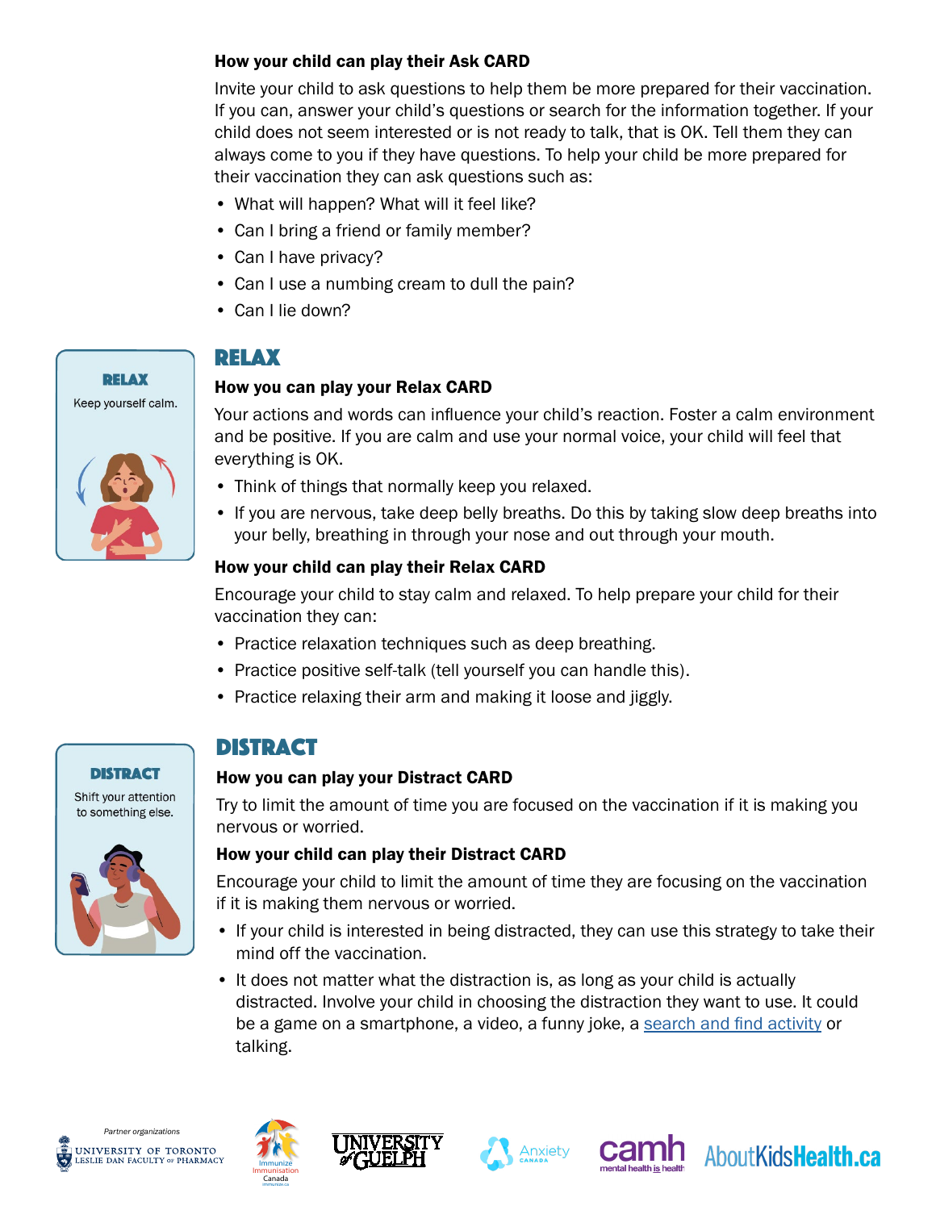### How your child can play their Ask CARD

Invite your child to ask questions to help them be more prepared for their vaccination. If you can, answer your child's questions or search for the information together. If your child does not seem interested or is not ready to talk, that is OK. Tell them they can always come to you if they have questions. To help your child be more prepared for their vaccination they can ask questions such as:

- What will happen? What will it feel like?
- Can I bring a friend or family member?
- Can I have privacy?
- Can I use a numbing cream to dull the pain?
- Can I lie down?

**RELAX**
Keep yourself calm.

## RELAX

### How you can play your Relax CARD

Your actions and words can influence your child's reaction. Foster a calm environment and be positive. If you are calm and use your normal voice, your child will feel that everything is OK.

- Think of things that normally keep you relaxed.
- If you are nervous, take deep belly breaths. Do this by taking slow deep breaths into your belly, breathing in through your nose and out through your mouth.

### How your child can play their Relax CARD

Encourage your child to stay calm and relaxed. To help prepare your child for their vaccination they can:

- Practice relaxation techniques such as deep breathing.
- Practice positive self-talk (tell yourself you can handle this).
- Practice relaxing their arm and making it loose and jiggly.

**DISTRACT**
Shift your attention to something else.

## DISTRACT

### How you can play your Distract CARD

Try to limit the amount of time you are focused on the vaccination if it is making you nervous or worried.

### How your child can play their Distract CARD

Encourage your child to limit the amount of time they are focusing on the vaccination if it is making them nervous or worried.

- If your child is interested in being distracted, they can use this strategy to take their mind off the vaccination.
- It does not matter what the distraction is, as long as your child is actually distracted. Involve your child in choosing the distraction they want to use. It could be a game on a smartphone, a video, a funny joke, a search and find activity or talking.

*Partner organizations*

University of Toronto Leslie Dan Faculty of Pharmacy | Immunize Immunisation Canada | University of Guelph | Anxiety Canada | camh mental health is health | AboutKidsHealth.ca